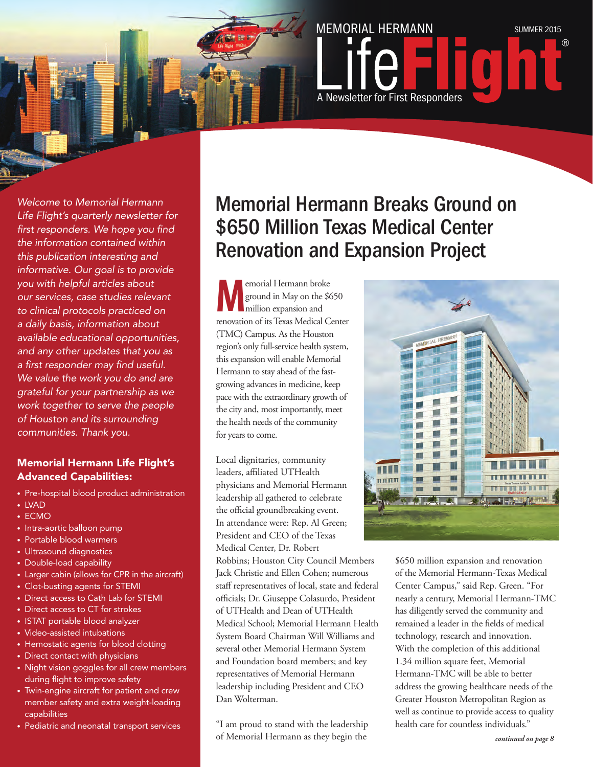# MEMORIAL HERMANN LifeFlight®

A Newsletter for First Responders

SUMMER 2015

*Welcome to Memorial Hermann Life Flight's quarterly newsletter for first responders. We hope you find the information contained within this publication interesting and informative. Our goal is to provide you with helpful articles about our services, case studies relevant to clinical protocols practiced on a daily basis, information about available educational opportunities, and any other updates that you as a first responder may find useful. We value the work you do and are grateful for your partnership as we work together to serve the people of Houston and its surrounding communities. Thank you.*

### Memorial Hermann Life Flight's Advanced Capabilities:

- Pre-hospital blood product administration
- LVAD
- ECMO
- Intra-aortic balloon pump
- Portable blood warmers
- Ultrasound diagnostics
- Double-load capability
- Larger cabin (allows for CPR in the aircraft)
- Clot-busting agents for STEMI
- Direct access to Cath Lab for STEMI
- Direct access to CT for strokes
- ISTAT portable blood analyzer
- Video-assisted intubations
- Hemostatic agents for blood clotting
- Direct contact with physicians
- Night vision goggles for all crew members during flight to improve safety
- Twin-engine aircraft for patient and crew member safety and extra weight-loading capabilities
- Pediatric and neonatal transport services

## Memorial Hermann Breaks Ground on $650 Million Texas Medical Center Renovation and Expansion Project

Memorial Hermann broke ground in May on the $650 million expansion and renovation of its Texas Medical Center (TMC) Campus. As the Houston region's only full-service health system, this expansion will enable Memorial Hermann to stay ahead of the fast-growing advances in medicine, keep pace with the extraordinary growth of the city and, most importantly, meet the health needs of the community for years to come.

Local dignitaries, community leaders, affiliated UTHealth physicians and Memorial Hermann leadership all gathered to celebrate the official groundbreaking event. In attendance were: Rep. Al Green; President and CEO of the Texas Medical Center, Dr. Robert Robbins; Houston City Council Members Jack Christie and Ellen Cohen; numerous staff representatives of local, state and federal officials; Dr. Giuseppe Colasurdo, President of UTHealth and Dean of UTHealth Medical School; Memorial Hermann Health System Board Chairman Will Williams and several other Memorial Hermann System and Foundation board members; and key representatives of Memorial Hermann leadership including President and CEO Dan Wolterman.

"I am proud to stand with the leadership of Memorial Hermann as they begin the $650 million expansion and renovation of the Memorial Hermann-Texas Medical Center Campus," said Rep. Green. "For nearly a century, Memorial Hermann-TMC has diligently served the community and remained a leader in the fields of medical technology, research and innovation. With the completion of this additional 1.34 million square feet, Memorial Hermann-TMC will be able to better address the growing healthcare needs of the Greater Houston Metropolitan Region as well as continue to provide access to quality health care for countless individuals."

*continued on page 8*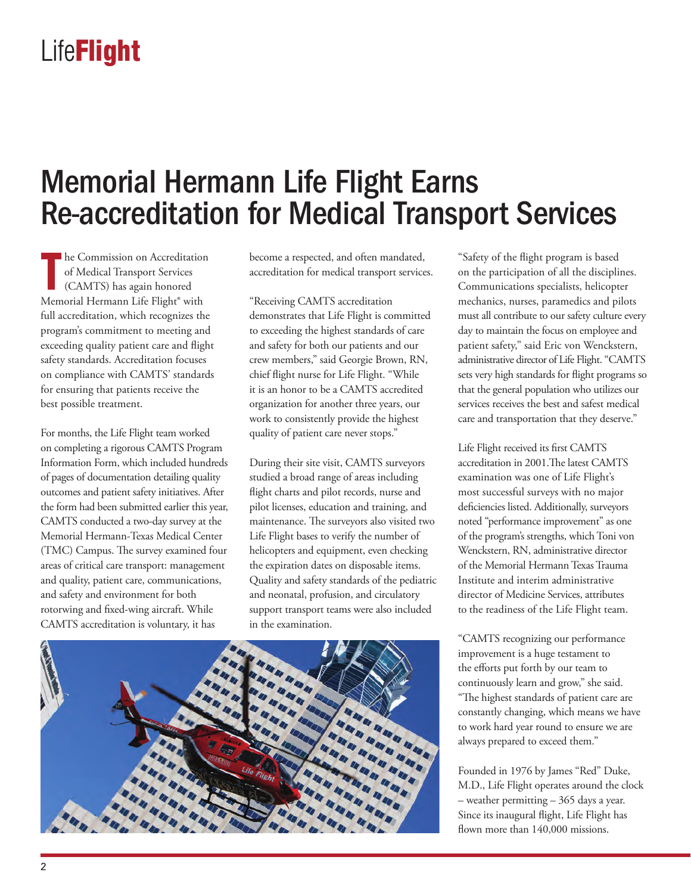# Memorial Hermann Life Flight Earns Re-accreditation for Medical Transport Services

The Commission on Accreditation of Medical Transport Services (CAMTS) has again honored Memorial Hermann Life Flight® with full accreditation, which recognizes the program's commitment to meeting and exceeding quality patient care and flight safety standards. Accreditation focuses on compliance with CAMTS' standards for ensuring that patients receive the best possible treatment.

For months, the Life Flight team worked on completing a rigorous CAMTS Program Information Form, which included hundreds of pages of documentation detailing quality outcomes and patient safety initiatives. After the form had been submitted earlier this year, CAMTS conducted a two-day survey at the Memorial Hermann-Texas Medical Center (TMC) Campus. The survey examined four areas of critical care transport: management and quality, patient care, communications, and safety and environment for both rotorwing and fixed-wing aircraft. While CAMTS accreditation is voluntary, it has become a respected, and often mandated, accreditation for medical transport services.

"Receiving CAMTS accreditation demonstrates that Life Flight is committed to exceeding the highest standards of care and safety for both our patients and our crew members," said Georgie Brown, RN, chief flight nurse for Life Flight. "While it is an honor to be a CAMTS accredited organization for another three years, our work to consistently provide the highest quality of patient care never stops."

During their site visit, CAMTS surveyors studied a broad range of areas including flight charts and pilot records, nurse and pilot licenses, education and training, and maintenance. The surveyors also visited two Life Flight bases to verify the number of helicopters and equipment, even checking the expiration dates on disposable items. Quality and safety standards of the pediatric and neonatal, profusion, and circulatory support transport teams were also included in the examination.

"Safety of the flight program is based on the participation of all the disciplines. Communications specialists, helicopter mechanics, nurses, paramedics and pilots must all contribute to our safety culture every day to maintain the focus on employee and patient safety," said Eric von Wenckstern, administrative director of Life Flight. "CAMTS sets very high standards for flight programs so that the general population who utilizes our services receives the best and safest medical care and transportation that they deserve."

Life Flight received its first CAMTS accreditation in 2001.The latest CAMTS examination was one of Life Flight's most successful surveys with no major deficiencies listed. Additionally, surveyors noted "performance improvement" as one of the program's strengths, which Toni von Wenckstern, RN, administrative director of the Memorial Hermann Texas Trauma Institute and interim administrative director of Medicine Services, attributes to the readiness of the Life Flight team.

"CAMTS recognizing our performance improvement is a huge testament to the efforts put forth by our team to continuously learn and grow," she said. "The highest standards of patient care are constantly changing, which means we have to work hard year round to ensure we are always prepared to exceed them."

Founded in 1976 by James "Red" Duke, M.D., Life Flight operates around the clock – weather permitting – 365 days a year. Since its inaugural flight, Life Flight has flown more than 140,000 missions.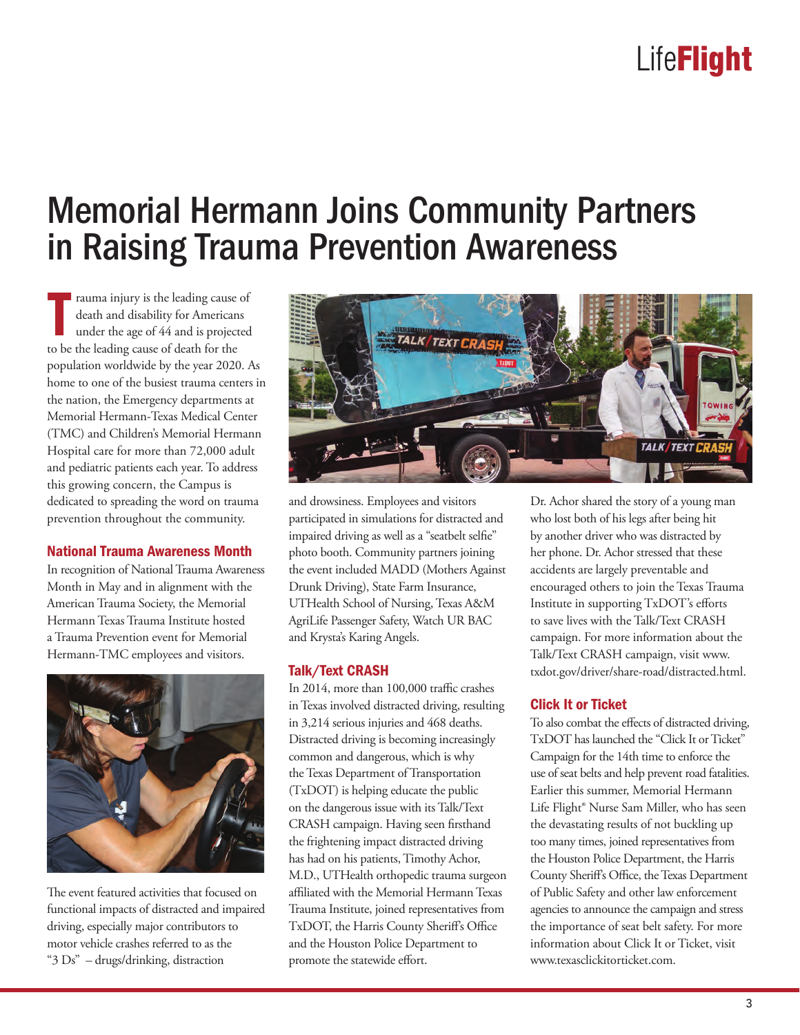# Memorial Hermann Joins Community Partners in Raising Trauma Prevention Awareness

Trauma injury is the leading cause of death and disability for Americans under the age of 44 and is projected to be the leading cause of death for the population worldwide by the year 2020. As home to one of the busiest trauma centers in the nation, the Emergency departments at Memorial Hermann-Texas Medical Center (TMC) and Children's Memorial Hermann Hospital care for more than 72,000 adult and pediatric patients each year. To address this growing concern, the Campus is dedicated to spreading the word on trauma prevention throughout the community.

## National Trauma Awareness Month

In recognition of National Trauma Awareness Month in May and in alignment with the American Trauma Society, the Memorial Hermann Texas Trauma Institute hosted a Trauma Prevention event for Memorial Hermann-TMC employees and visitors.

The event featured activities that focused on functional impacts of distracted and impaired driving, especially major contributors to motor vehicle crashes referred to as the "3 Ds" – drugs/drinking, distraction and drowsiness. Employees and visitors participated in simulations for distracted and impaired driving as well as a "seatbelt selfie" photo booth. Community partners joining the event included MADD (Mothers Against Drunk Driving), State Farm Insurance, UTHealth School of Nursing, Texas A&M AgriLife Passenger Safety, Watch UR BAC and Krysta's Karing Angels.

## Talk/Text CRASH

In 2014, more than 100,000 traffic crashes in Texas involved distracted driving, resulting in 3,214 serious injuries and 468 deaths. Distracted driving is becoming increasingly common and dangerous, which is why the Texas Department of Transportation (TxDOT) is helping educate the public on the dangerous issue with its Talk/Text CRASH campaign. Having seen firsthand the frightening impact distracted driving has had on his patients, Timothy Achor, M.D., UTHealth orthopedic trauma surgeon affiliated with the Memorial Hermann Texas Trauma Institute, joined representatives from TxDOT, the Harris County Sheriff's Office and the Houston Police Department to promote the statewide effort.

Dr. Achor shared the story of a young man who lost both of his legs after being hit by another driver who was distracted by her phone. Dr. Achor stressed that these accidents are largely preventable and encouraged others to join the Texas Trauma Institute in supporting TxDOT's efforts to save lives with the Talk/Text CRASH campaign. For more information about the Talk/Text CRASH campaign, visit www.txdot.gov/driver/share-road/distracted.html.

## Click It or Ticket

To also combat the effects of distracted driving, TxDOT has launched the "Click It or Ticket" Campaign for the 14th time to enforce the use of seat belts and help prevent road fatalities. Earlier this summer, Memorial Hermann Life Flight® Nurse Sam Miller, who has seen the devastating results of not buckling up too many times, joined representatives from the Houston Police Department, the Harris County Sheriff's Office, the Texas Department of Public Safety and other law enforcement agencies to announce the campaign and stress the importance of seat belt safety. For more information about Click It or Ticket, visit www.texasclickitorticket.com.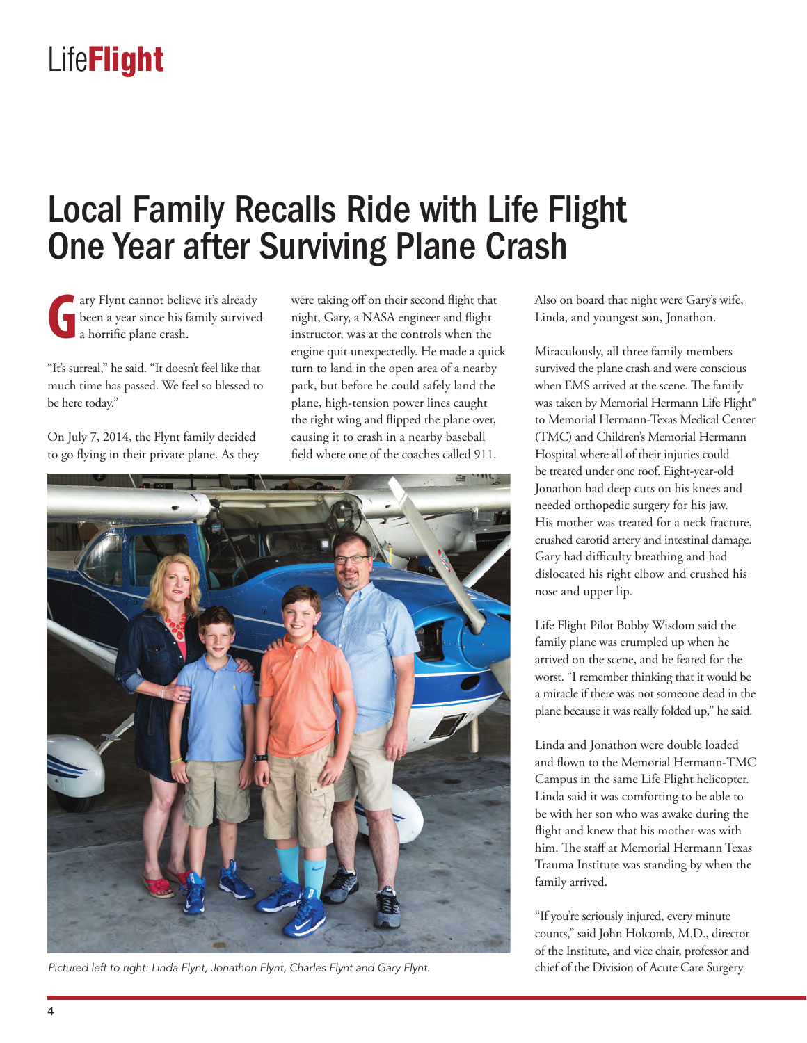# Local Family Recalls Ride with Life Flight One Year after Surviving Plane Crash

Gary Flynt cannot believe it's already been a year since his family survived a horrific plane crash.

"It's surreal," he said. "It doesn't feel like that much time has passed. We feel so blessed to be here today."

On July 7, 2014, the Flynt family decided to go flying in their private plane. As they were taking off on their second flight that night, Gary, a NASA engineer and flight instructor, was at the controls when the engine quit unexpectedly. He made a quick turn to land in the open area of a nearby park, but before he could safely land the plane, high-tension power lines caught the right wing and flipped the plane over, causing it to crash in a nearby baseball field where one of the coaches called 911.

*Pictured left to right: Linda Flynt, Jonathon Flynt, Charles Flynt and Gary Flynt.*

Also on board that night were Gary's wife, Linda, and youngest son, Jonathon.

Miraculously, all three family members survived the plane crash and were conscious when EMS arrived at the scene. The family was taken by Memorial Hermann Life Flight® to Memorial Hermann-Texas Medical Center (TMC) and Children's Memorial Hermann Hospital where all of their injuries could be treated under one roof. Eight-year-old Jonathon had deep cuts on his knees and needed orthopedic surgery for his jaw. His mother was treated for a neck fracture, crushed carotid artery and intestinal damage. Gary had difficulty breathing and had dislocated his right elbow and crushed his nose and upper lip.

Life Flight Pilot Bobby Wisdom said the family plane was crumpled up when he arrived on the scene, and he feared for the worst. "I remember thinking that it would be a miracle if there was not someone dead in the plane because it was really folded up," he said.

Linda and Jonathon were double loaded and flown to the Memorial Hermann-TMC Campus in the same Life Flight helicopter. Linda said it was comforting to be able to be with her son who was awake during the flight and knew that his mother was with him. The staff at Memorial Hermann Texas Trauma Institute was standing by when the family arrived.

"If you're seriously injured, every minute counts," said John Holcomb, M.D., director of the Institute, and vice chair, professor and chief of the Division of Acute Care Surgery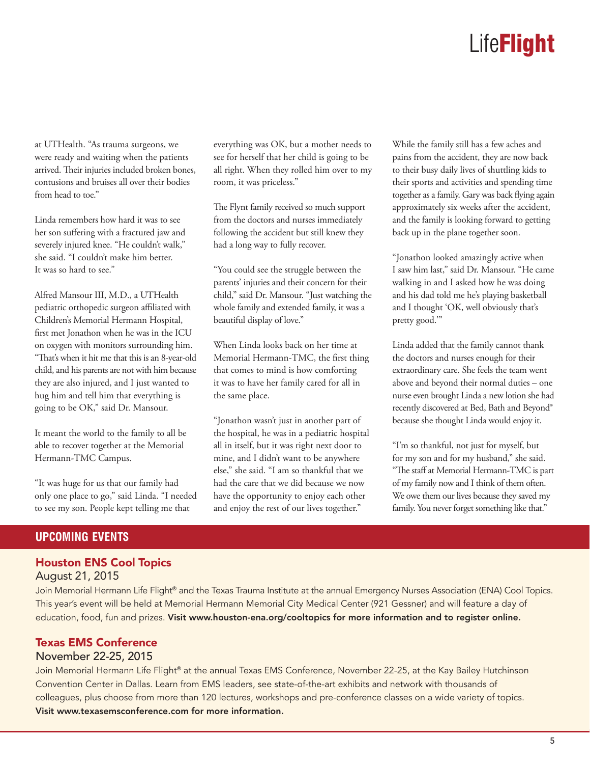at UTHealth. "As trauma surgeons, we were ready and waiting when the patients arrived. Their injuries included broken bones, contusions and bruises all over their bodies from head to toe."

Linda remembers how hard it was to see her son suffering with a fractured jaw and severely injured knee. "He couldn't walk," she said. "I couldn't make him better. It was so hard to see."

Alfred Mansour III, M.D., a UTHealth pediatric orthopedic surgeon affiliated with Children's Memorial Hermann Hospital, first met Jonathon when he was in the ICU on oxygen with monitors surrounding him. "That's when it hit me that this is an 8-year-old child, and his parents are not with him because they are also injured, and I just wanted to hug him and tell him that everything is going to be OK," said Dr. Mansour.

It meant the world to the family to all be able to recover together at the Memorial Hermann-TMC Campus.

"It was huge for us that our family had only one place to go," said Linda. "I needed to see my son. People kept telling me that everything was OK, but a mother needs to see for herself that her child is going to be all right. When they rolled him over to my room, it was priceless."

The Flynt family received so much support from the doctors and nurses immediately following the accident but still knew they had a long way to fully recover.

"You could see the struggle between the parents' injuries and their concern for their child," said Dr. Mansour. "Just watching the whole family and extended family, it was a beautiful display of love."

When Linda looks back on her time at Memorial Hermann-TMC, the first thing that comes to mind is how comforting it was to have her family cared for all in the same place.

"Jonathon wasn't just in another part of the hospital, he was in a pediatric hospital all in itself, but it was right next door to mine, and I didn't want to be anywhere else," she said. "I am so thankful that we had the care that we did because we now have the opportunity to enjoy each other and enjoy the rest of our lives together."

While the family still has a few aches and pains from the accident, they are now back to their busy daily lives of shuttling kids to their sports and activities and spending time together as a family. Gary was back flying again approximately six weeks after the accident, and the family is looking forward to getting back up in the plane together soon.

"Jonathon looked amazingly active when I saw him last," said Dr. Mansour. "He came walking in and I asked how he was doing and his dad told me he's playing basketball and I thought 'OK, well obviously that's pretty good.'"

Linda added that the family cannot thank the doctors and nurses enough for their extraordinary care. She feels the team went above and beyond their normal duties – one nurse even brought Linda a new lotion she had recently discovered at Bed, Bath and Beyond® because she thought Linda would enjoy it.

"I'm so thankful, not just for myself, but for my son and for my husband," she said. "The staff at Memorial Hermann-TMC is part of my family now and I think of them often. We owe them our lives because they saved my family. You never forget something like that."

## UPCOMING EVENTS

### Houston ENS Cool Topics

August 21, 2015

Join Memorial Hermann Life Flight® and the Texas Trauma Institute at the annual Emergency Nurses Association (ENA) Cool Topics. This year's event will be held at Memorial Hermann Memorial City Medical Center (921 Gessner) and will feature a day of education, food, fun and prizes. **Visit www.houston-ena.org/cooltopics for more information and to register online.**

### Texas EMS Conference

November 22-25, 2015

Join Memorial Hermann Life Flight® at the annual Texas EMS Conference, November 22-25, at the Kay Bailey Hutchinson Convention Center in Dallas. Learn from EMS leaders, see state-of-the-art exhibits and network with thousands of colleagues, plus choose from more than 120 lectures, workshops and pre-conference classes on a wide variety of topics. **Visit www.texasemsconference.com for more information.**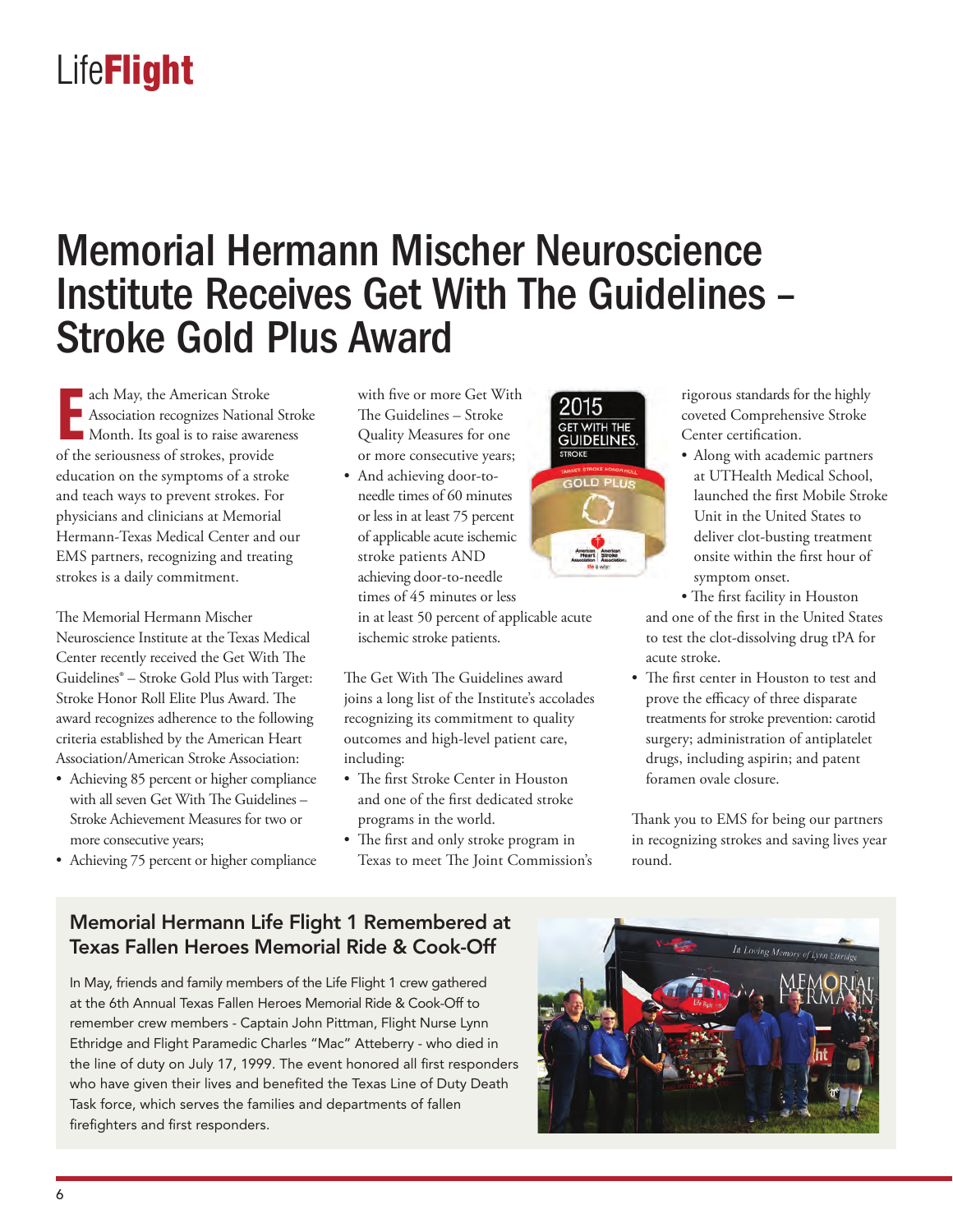# Memorial Hermann Mischer Neuroscience Institute Receives Get With The Guidelines – Stroke Gold Plus Award

Each May, the American Stroke Association recognizes National Stroke Month. Its goal is to raise awareness of the seriousness of strokes, provide education on the symptoms of a stroke and teach ways to prevent strokes. For physicians and clinicians at Memorial Hermann-Texas Medical Center and our EMS partners, recognizing and treating strokes is a daily commitment.

The Memorial Hermann Mischer Neuroscience Institute at the Texas Medical Center recently received the Get With The Guidelines® – Stroke Gold Plus with Target: Stroke Honor Roll Elite Plus Award. The award recognizes adherence to the following criteria established by the American Heart Association/American Stroke Association:

- Achieving 85 percent or higher compliance with all seven Get With The Guidelines – Stroke Achievement Measures for two or more consecutive years;
- Achieving 75 percent or higher compliance with five or more Get With The Guidelines – Stroke Quality Measures for one or more consecutive years;
- And achieving door-to-needle times of 60 minutes or less in at least 75 percent of applicable acute ischemic stroke patients AND achieving door-to-needle times of 45 minutes or less in at least 50 percent of applicable acute ischemic stroke patients.

The Get With The Guidelines award joins a long list of the Institute's accolades recognizing its commitment to quality outcomes and high-level patient care, including:

- The first Stroke Center in Houston and one of the first dedicated stroke programs in the world.
- The first and only stroke program in Texas to meet The Joint Commission's rigorous standards for the highly coveted Comprehensive Stroke Center certification.
- Along with academic partners at UTHealth Medical School, launched the first Mobile Stroke Unit in the United States to deliver clot-busting treatment onsite within the first hour of symptom onset.
- The first facility in Houston and one of the first in the United States to test the clot-dissolving drug tPA for acute stroke.
- The first center in Houston to test and prove the efficacy of three disparate treatments for stroke prevention: carotid surgery; administration of antiplatelet drugs, including aspirin; and patent foramen ovale closure.

Thank you to EMS for being our partners in recognizing strokes and saving lives year round.

## Memorial Hermann Life Flight 1 Remembered at Texas Fallen Heroes Memorial Ride & Cook-Off

In May, friends and family members of the Life Flight 1 crew gathered at the 6th Annual Texas Fallen Heroes Memorial Ride & Cook-Off to remember crew members - Captain John Pittman, Flight Nurse Lynn Ethridge and Flight Paramedic Charles "Mac" Atteberry - who died in the line of duty on July 17, 1999. The event honored all first responders who have given their lives and benefited the Texas Line of Duty Death Task force, which serves the families and departments of fallen firefighters and first responders.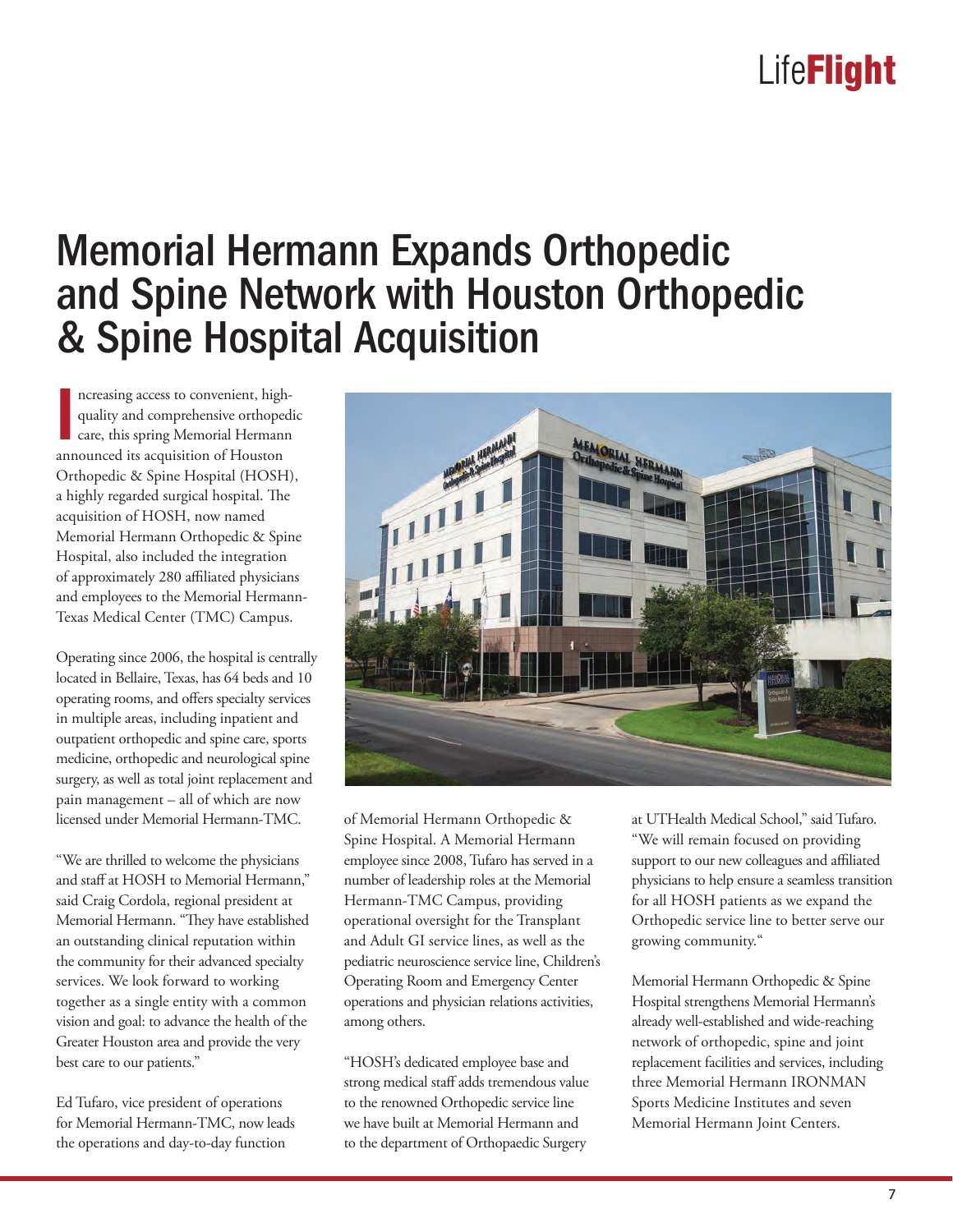# Memorial Hermann Expands Orthopedic and Spine Network with Houston Orthopedic & Spine Hospital Acquisition

Increasing access to convenient, high-quality and comprehensive orthopedic care, this spring Memorial Hermann announced its acquisition of Houston Orthopedic & Spine Hospital (HOSH), a highly regarded surgical hospital. The acquisition of HOSH, now named Memorial Hermann Orthopedic & Spine Hospital, also included the integration of approximately 280 affiliated physicians and employees to the Memorial Hermann-Texas Medical Center (TMC) Campus.

Operating since 2006, the hospital is centrally located in Bellaire, Texas, has 64 beds and 10 operating rooms, and offers specialty services in multiple areas, including inpatient and outpatient orthopedic and spine care, sports medicine, orthopedic and neurological spine surgery, as well as total joint replacement and pain management – all of which are now licensed under Memorial Hermann-TMC.

"We are thrilled to welcome the physicians and staff at HOSH to Memorial Hermann," said Craig Cordola, regional president at Memorial Hermann. "They have established an outstanding clinical reputation within the community for their advanced specialty services. We look forward to working together as a single entity with a common vision and goal: to advance the health of the Greater Houston area and provide the very best care to our patients."

Ed Tufaro, vice president of operations for Memorial Hermann-TMC, now leads the operations and day-to-day function of Memorial Hermann Orthopedic & Spine Hospital. A Memorial Hermann employee since 2008, Tufaro has served in a number of leadership roles at the Memorial Hermann-TMC Campus, providing operational oversight for the Transplant and Adult GI service lines, as well as the pediatric neuroscience service line, Children's Operating Room and Emergency Center operations and physician relations activities, among others.

"HOSH's dedicated employee base and strong medical staff adds tremendous value to the renowned Orthopedic service line we have built at Memorial Hermann and to the department of Orthopaedic Surgery at UTHealth Medical School," said Tufaro. "We will remain focused on providing support to our new colleagues and affiliated physicians to help ensure a seamless transition for all HOSH patients as we expand the Orthopedic service line to better serve our growing community."

Memorial Hermann Orthopedic & Spine Hospital strengthens Memorial Hermann's already well-established and wide-reaching network of orthopedic, spine and joint replacement facilities and services, including three Memorial Hermann IRONMAN Sports Medicine Institutes and seven Memorial Hermann Joint Centers.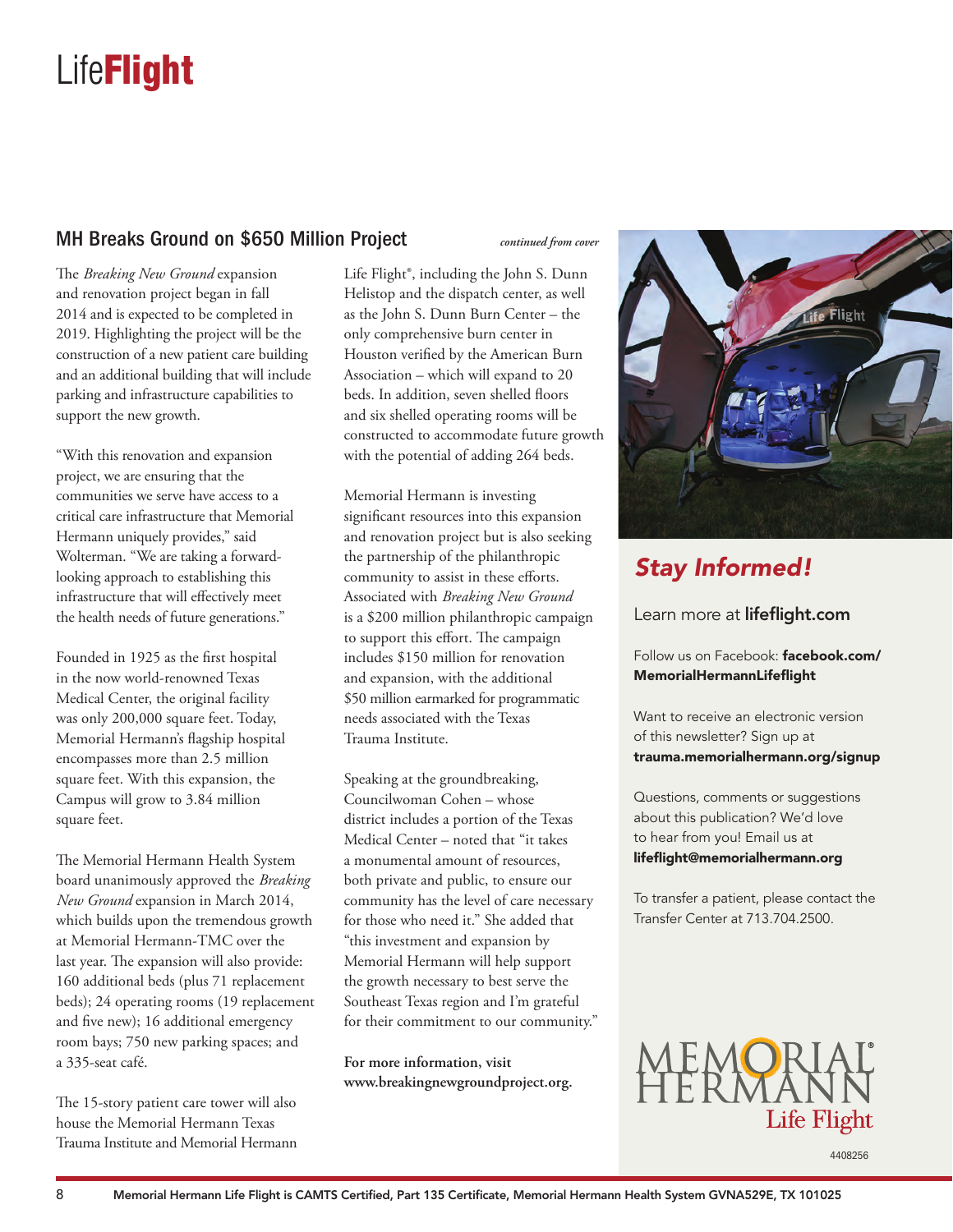# LifeFlight

## MH Breaks Ground on $650 Million Project

*continued from cover*

The *Breaking New Ground* expansion and renovation project began in fall 2014 and is expected to be completed in 2019. Highlighting the project will be the construction of a new patient care building and an additional building that will include parking and infrastructure capabilities to support the new growth.

"With this renovation and expansion project, we are ensuring that the communities we serve have access to a critical care infrastructure that Memorial Hermann uniquely provides," said Wolterman. "We are taking a forward-looking approach to establishing this infrastructure that will effectively meet the health needs of future generations."

Founded in 1925 as the first hospital in the now world-renowned Texas Medical Center, the original facility was only 200,000 square feet. Today, Memorial Hermann's flagship hospital encompasses more than 2.5 million square feet. With this expansion, the Campus will grow to 3.84 million square feet.

The Memorial Hermann Health System board unanimously approved the *Breaking New Ground* expansion in March 2014, which builds upon the tremendous growth at Memorial Hermann-TMC over the last year. The expansion will also provide: 160 additional beds (plus 71 replacement beds); 24 operating rooms (19 replacement and five new); 16 additional emergency room bays; 750 new parking spaces; and a 335-seat café.

The 15-story patient care tower will also house the Memorial Hermann Texas Trauma Institute and Memorial Hermann Life Flight®, including the John S. Dunn Helistop and the dispatch center, as well as the John S. Dunn Burn Center – the only comprehensive burn center in Houston verified by the American Burn Association – which will expand to 20 beds. In addition, seven shelled floors and six shelled operating rooms will be constructed to accommodate future growth with the potential of adding 264 beds.

Memorial Hermann is investing significant resources into this expansion and renovation project but is also seeking the partnership of the philanthropic community to assist in these efforts. Associated with *Breaking New Ground* is a $200 million philanthropic campaign to support this effort. The campaign includes $150 million for renovation and expansion, with the additional $50 million earmarked for programmatic needs associated with the Texas Trauma Institute.

Speaking at the groundbreaking, Councilwoman Cohen – whose district includes a portion of the Texas Medical Center – noted that "it takes a monumental amount of resources, both private and public, to ensure our community has the level of care necessary for those who need it." She added that "this investment and expansion by Memorial Hermann will help support the growth necessary to best serve the Southeast Texas region and I'm grateful for their commitment to our community."

**For more information, visit www.breakingnewgroundproject.org.**

## *Stay Informed!*

Learn more at **lifeflight.com**

Follow us on Facebook: **facebook.com/MemorialHermannLifeflight**

Want to receive an electronic version of this newsletter? Sign up at **trauma.memorialhermann.org/signup**

Questions, comments or suggestions about this publication? We'd love to hear from you! Email us at **lifeflight@memorialhermann.org**

To transfer a patient, please contact the Transfer Center at 713.704.2500.

MEMORIAL HERMANN
Life Flight

4408256

Memorial Hermann Life Flight is CAMTS Certified, Part 135 Certificate, Memorial Hermann Health System GVNA529E, TX 101025